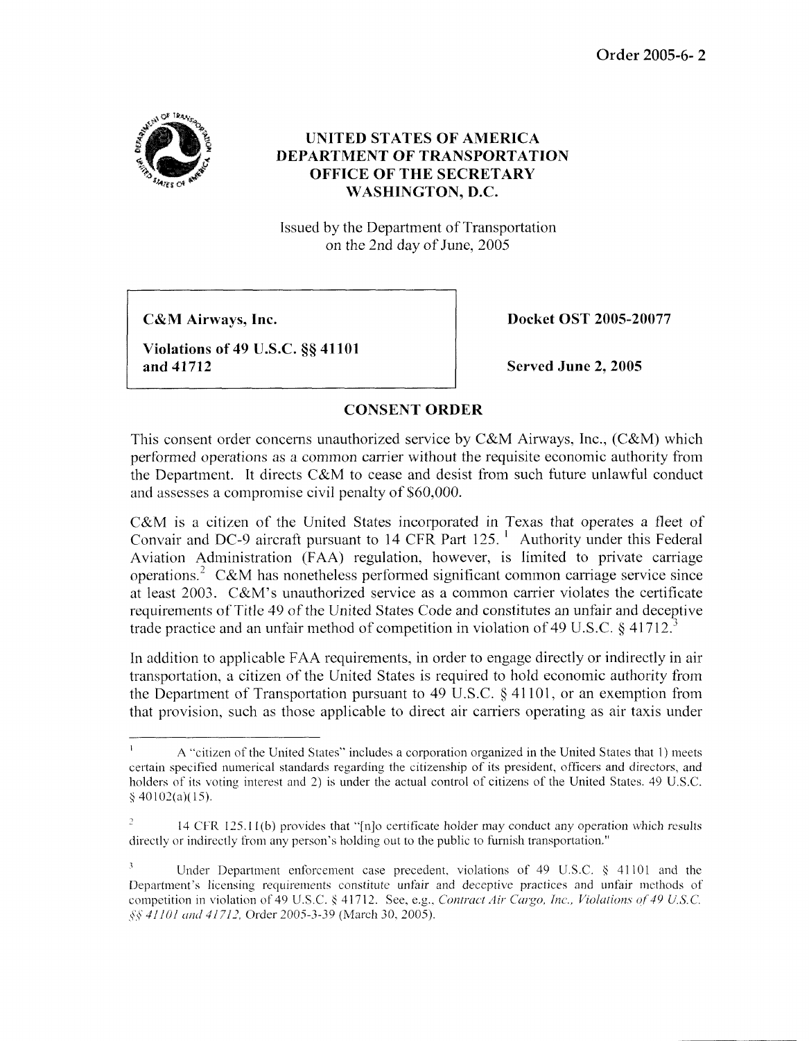Order 2005-6- 2

**UNITED STATES OF AMERICA**
**DEPARTMENT OF TRANSPORTATION**
**OFFICE OF THE SECRETARY**
**WASHINGTON, D.C.**

Issued by the Department of Transportation
on the 2nd day of June, 2005

| **C&M Airways, Inc.** <br> **Violations of 49 U.S.C. §§ 41101 and 41712** | **Docket OST 2005-20077** <br> **Served June 2, 2005** |
|---|---|

## CONSENT ORDER

This consent order concerns unauthorized service by C&M Airways, Inc., (C&M) which performed operations as a common carrier without the requisite economic authority from the Department. It directs C&M to cease and desist from such future unlawful conduct and assesses a compromise civil penalty of $60,000.

C&M is a citizen of the United States incorporated in Texas that operates a fleet of Convair and DC-9 aircraft pursuant to 14 CFR Part 125.[1] Authority under this Federal Aviation Administration (FAA) regulation, however, is limited to private carriage operations.[2] C&M has nonetheless performed significant common carriage service since at least 2003. C&M's unauthorized service as a common carrier violates the certificate requirements of Title 49 of the United States Code and constitutes an unfair and deceptive trade practice and an unfair method of competition in violation of 49 U.S.C. § 41712.[3]

In addition to applicable FAA requirements, in order to engage directly or indirectly in air transportation, a citizen of the United States is required to hold economic authority from the Department of Transportation pursuant to 49 U.S.C. § 41101, or an exemption from that provision, such as those applicable to direct air carriers operating as air taxis under

---

[1] A "citizen of the United States" includes a corporation organized in the United States that 1) meets certain specified numerical standards regarding the citizenship of its president, officers and directors, and holders of its voting interest and 2) is under the actual control of citizens of the United States. 49 U.S.C. § 40102(a)(15).

[2] 14 CFR 125.11(b) provides that "[n]o certificate holder may conduct any operation which results directly or indirectly from any person's holding out to the public to furnish transportation."

[3] Under Department enforcement case precedent, violations of 49 U.S.C. § 41101 and the Department's licensing requirements constitute unfair and deceptive practices and unfair methods of competition in violation of 49 U.S.C. § 41712. See, e.g., *Contract Air Cargo, Inc., Violations of 49 U.S.C. §§ 41101 and 41712*, Order 2005-3-39 (March 30, 2005).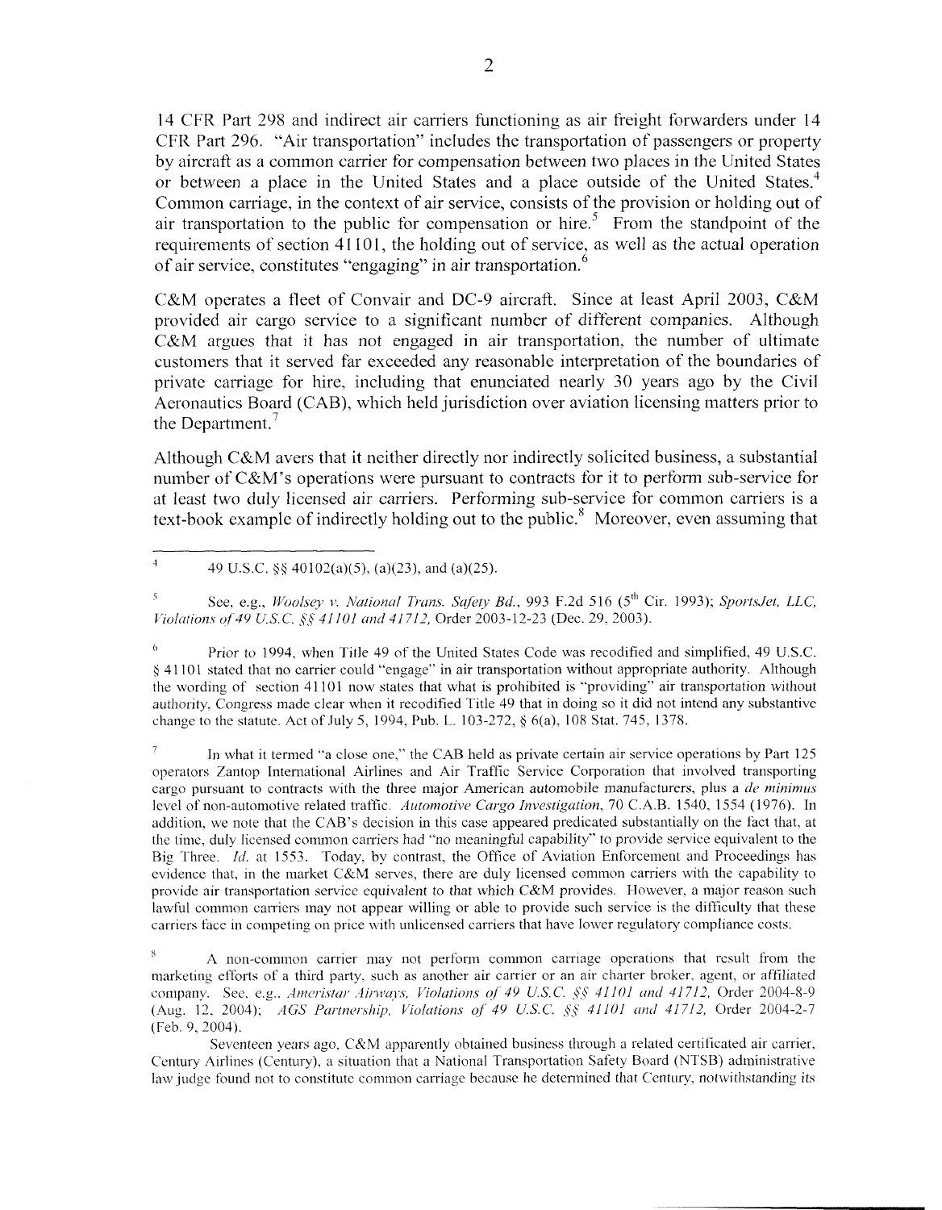14 CFR Part 298 and indirect air carriers functioning as air freight forwarders under 14 CFR Part 296. "Air transportation" includes the transportation of passengers or property by aircraft as a common carrier for compensation between two places in the United States or between a place in the United States and a place outside of the United States.[4] Common carriage, in the context of air service, consists of the provision or holding out of air transportation to the public for compensation or hire.[5] From the standpoint of the requirements of section 41101, the holding out of service, as well as the actual operation of air service, constitutes "engaging" in air transportation.[6]

C&M operates a fleet of Convair and DC-9 aircraft. Since at least April 2003, C&M provided air cargo service to a significant number of different companies. Although C&M argues that it has not engaged in air transportation, the number of ultimate customers that it served far exceeded any reasonable interpretation of the boundaries of private carriage for hire, including that enunciated nearly 30 years ago by the Civil Aeronautics Board (CAB), which held jurisdiction over aviation licensing matters prior to the Department.[7]

Although C&M avers that it neither directly nor indirectly solicited business, a substantial number of C&M's operations were pursuant to contracts for it to perform sub-service for at least two duly licensed air carriers. Performing sub-service for common carriers is a text-book example of indirectly holding out to the public.[8] Moreover, even assuming that

---

[4] 49 U.S.C. §§ 40102(a)(5), (a)(23), and (a)(25).

[5] See, e.g., *Woolsey v. National Trans. Safety Bd.*, 993 F.2d 516 (5th Cir. 1993); *SportsJet, LLC, Violations of 49 U.S.C. §§ 41101 and 41712*, Order 2003-12-23 (Dec. 29, 2003).

[6] Prior to 1994, when Title 49 of the United States Code was recodified and simplified, 49 U.S.C. § 41101 stated that no carrier could "engage" in air transportation without appropriate authority. Although the wording of section 41101 now states that what is prohibited is "providing" air transportation without authority, Congress made clear when it recodified Title 49 that in doing so it did not intend any substantive change to the statute. Act of July 5, 1994, Pub. L. 103-272, § 6(a), 108 Stat. 745, 1378.

[7] In what it termed "a close one," the CAB held as private certain air service operations by Part 125 operators Zantop International Airlines and Air Traffic Service Corporation that involved transporting cargo pursuant to contracts with the three major American automobile manufacturers, plus a *de minimus* level of non-automotive related traffic. *Automotive Cargo Investigation*, 70 C.A.B. 1540, 1554 (1976). In addition, we note that the CAB's decision in this case appeared predicated substantially on the fact that, at the time, duly licensed common carriers had "no meaningful capability" to provide service equivalent to the Big Three. *Id.* at 1553. Today, by contrast, the Office of Aviation Enforcement and Proceedings has evidence that, in the market C&M serves, there are duly licensed common carriers with the capability to provide air transportation service equivalent to that which C&M provides. However, a major reason such lawful common carriers may not appear willing or able to provide such service is the difficulty that these carriers face in competing on price with unlicensed carriers that have lower regulatory compliance costs.

[8] A non-common carrier may not perform common carriage operations that result from the marketing efforts of a third party, such as another air carrier or an air charter broker, agent, or affiliated company. See, e.g., *Ameristar Airways, Violations of 49 U.S.C. §§ 41101 and 41712*, Order 2004-8-9 (Aug. 12, 2004); *AGS Partnership, Violations of 49 U.S.C. §§ 41101 and 41712*, Order 2004-2-7 (Feb. 9, 2004).

Seventeen years ago, C&M apparently obtained business through a related certificated air carrier, Century Airlines (Century), a situation that a National Transportation Safety Board (NTSB) administrative law judge found not to constitute common carriage because he determined that Century, notwithstanding its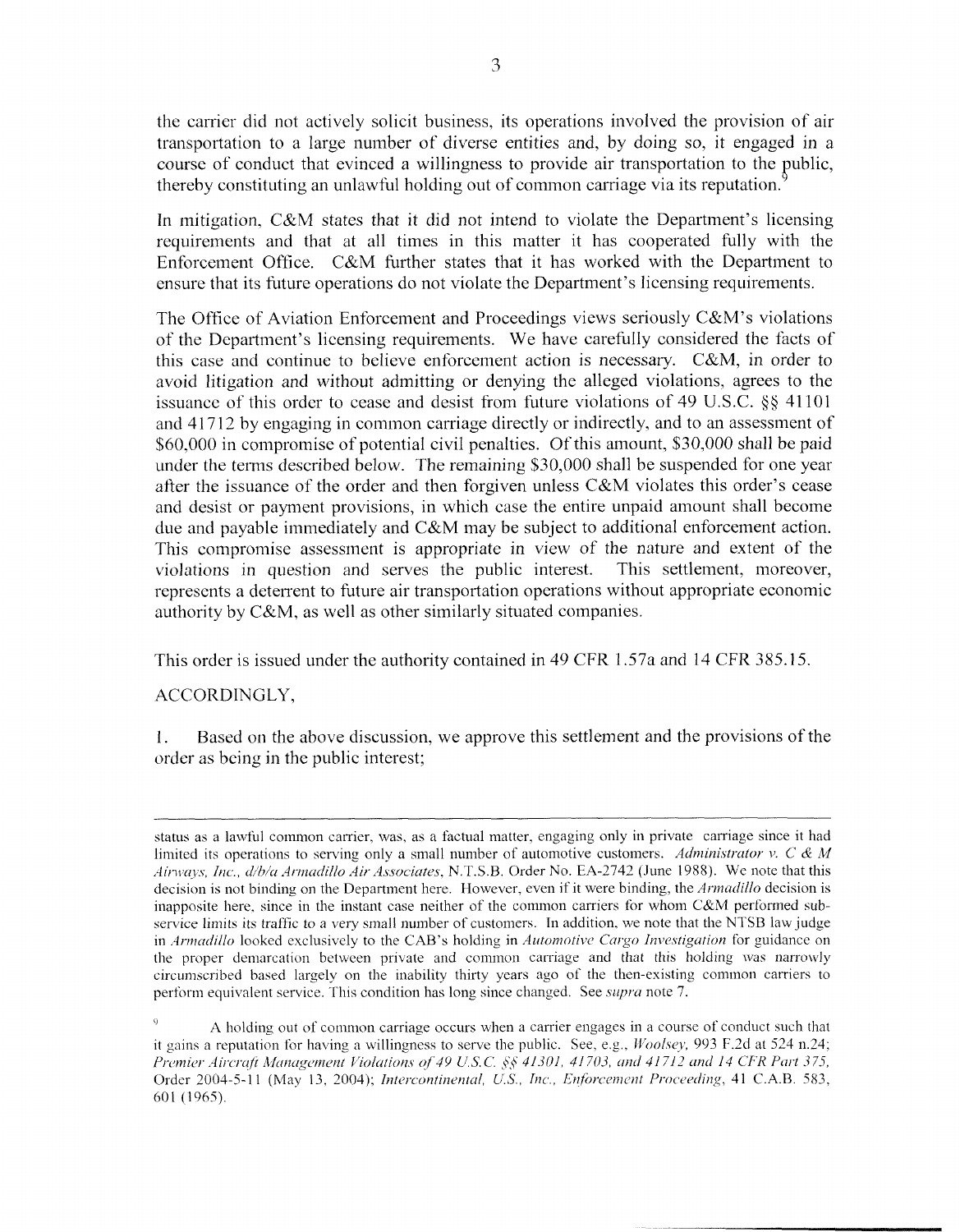the carrier did not actively solicit business, its operations involved the provision of air transportation to a large number of diverse entities and, by doing so, it engaged in a course of conduct that evinced a willingness to provide air transportation to the public, thereby constituting an unlawful holding out of common carriage via its reputation.[9]

In mitigation, C&M states that it did not intend to violate the Department's licensing requirements and that at all times in this matter it has cooperated fully with the Enforcement Office. C&M further states that it has worked with the Department to ensure that its future operations do not violate the Department's licensing requirements.

The Office of Aviation Enforcement and Proceedings views seriously C&M's violations of the Department's licensing requirements. We have carefully considered the facts of this case and continue to believe enforcement action is necessary. C&M, in order to avoid litigation and without admitting or denying the alleged violations, agrees to the issuance of this order to cease and desist from future violations of 49 U.S.C. §§ 41101 and 41712 by engaging in common carriage directly or indirectly, and to an assessment of $60,000 in compromise of potential civil penalties. Of this amount, $30,000 shall be paid under the terms described below. The remaining $30,000 shall be suspended for one year after the issuance of the order and then forgiven unless C&M violates this order's cease and desist or payment provisions, in which case the entire unpaid amount shall become due and payable immediately and C&M may be subject to additional enforcement action. This compromise assessment is appropriate in view of the nature and extent of the violations in question and serves the public interest. This settlement, moreover, represents a deterrent to future air transportation operations without appropriate economic authority by C&M, as well as other similarly situated companies.

This order is issued under the authority contained in 49 CFR 1.57a and 14 CFR 385.15.

ACCORDINGLY,

1. Based on the above discussion, we approve this settlement and the provisions of the order as being in the public interest;

---

status as a lawful common carrier, was, as a factual matter, engaging only in private carriage since it had limited its operations to serving only a small number of automotive customers. *Administrator v. C & M Airways, Inc., d/b/a Armadillo Air Associates*, N.T.S.B. Order No. EA-2742 (June 1988). We note that this decision is not binding on the Department here. However, even if it were binding, the *Armadillo* decision is inapposite here, since in the instant case neither of the common carriers for whom C&M performed sub-service limits its traffic to a very small number of customers. In addition, we note that the NTSB law judge in *Armadillo* looked exclusively to the CAB's holding in *Automotive Cargo Investigation* for guidance on the proper demarcation between private and common carriage and that this holding was narrowly circumscribed based largely on the inability thirty years ago of the then-existing common carriers to perform equivalent service. This condition has long since changed. See *supra* note 7.

[9] A holding out of common carriage occurs when a carrier engages in a course of conduct such that it gains a reputation for having a willingness to serve the public. See, e.g., *Woolsey*, 993 F.2d at 524 n.24; *Premier Aircraft Management Violations of 49 U.S.C. §§ 41301, 41703, and 41712 and 14 CFR Part 375*, Order 2004-5-11 (May 13, 2004); *Intercontinental, U.S., Inc., Enforcement Proceeding*, 41 C.A.B. 583, 601 (1965).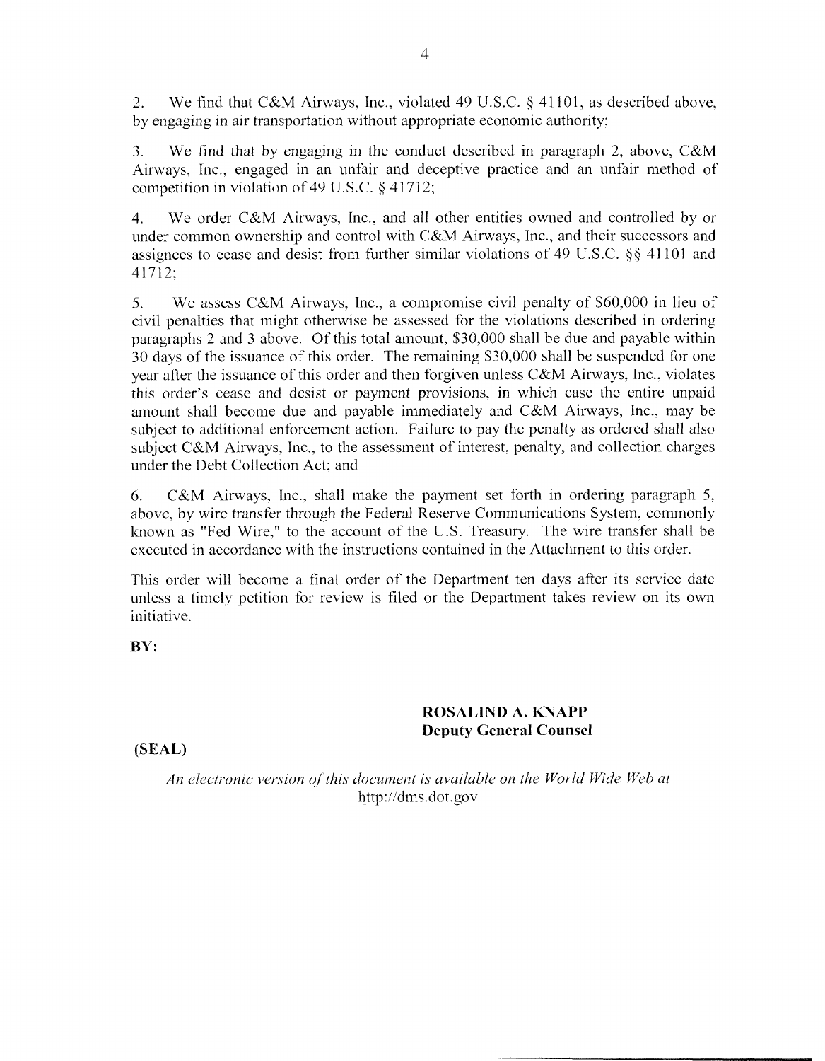2. We find that C&M Airways, Inc., violated 49 U.S.C. § 41101, as described above, by engaging in air transportation without appropriate economic authority;

3. We find that by engaging in the conduct described in paragraph 2, above, C&M Airways, Inc., engaged in an unfair and deceptive practice and an unfair method of competition in violation of 49 U.S.C. § 41712;

4. We order C&M Airways, Inc., and all other entities owned and controlled by or under common ownership and control with C&M Airways, Inc., and their successors and assignees to cease and desist from further similar violations of 49 U.S.C. §§ 41101 and 41712;

5. We assess C&M Airways, Inc., a compromise civil penalty of $60,000 in lieu of civil penalties that might otherwise be assessed for the violations described in ordering paragraphs 2 and 3 above. Of this total amount, $30,000 shall be due and payable within 30 days of the issuance of this order. The remaining $30,000 shall be suspended for one year after the issuance of this order and then forgiven unless C&M Airways, Inc., violates this order's cease and desist or payment provisions, in which case the entire unpaid amount shall become due and payable immediately and C&M Airways, Inc., may be subject to additional enforcement action. Failure to pay the penalty as ordered shall also subject C&M Airways, Inc., to the assessment of interest, penalty, and collection charges under the Debt Collection Act; and

6. C&M Airways, Inc., shall make the payment set forth in ordering paragraph 5, above, by wire transfer through the Federal Reserve Communications System, commonly known as "Fed Wire," to the account of the U.S. Treasury. The wire transfer shall be executed in accordance with the instructions contained in the Attachment to this order.

This order will become a final order of the Department ten days after its service date unless a timely petition for review is filed or the Department takes review on its own initiative.

**BY:**

**ROSALIND A. KNAPP**
**Deputy General Counsel**

**(SEAL)**

*An electronic version of this document is available on the World Wide Web at* http://dms.dot.gov